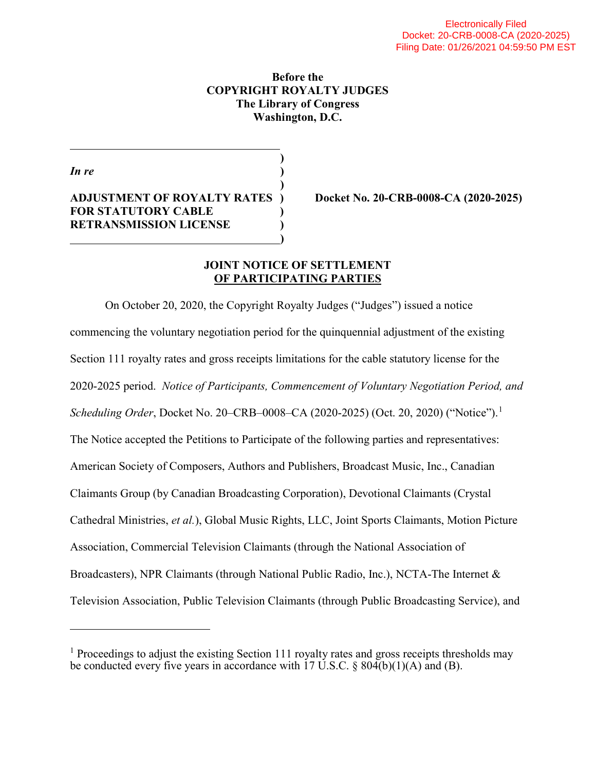Electronically Filed
Docket: 20-CRB-0008-CA (2020-2025)
Filing Date: 01/26/2021 04:59:50 PM EST

**Before the**
**COPYRIGHT ROYALTY JUDGES**
**The Library of Congress**
**Washington, D.C.**

*In re*

**ADJUSTMENT OF ROYALTY RATES FOR STATUTORY CABLE RETRANSMISSION LICENSE**

**Docket No. 20-CRB-0008-CA (2020-2025)**

## JOINT NOTICE OF SETTLEMENT OF PARTICIPATING PARTIES

On October 20, 2020, the Copyright Royalty Judges ("Judges") issued a notice commencing the voluntary negotiation period for the quinquennial adjustment of the existing Section 111 royalty rates and gross receipts limitations for the cable statutory license for the 2020-2025 period. *Notice of Participants, Commencement of Voluntary Negotiation Period, and Scheduling Order*, Docket No. 20–CRB–0008–CA (2020-2025) (Oct. 20, 2020) ("Notice").[1] The Notice accepted the Petitions to Participate of the following parties and representatives: American Society of Composers, Authors and Publishers, Broadcast Music, Inc., Canadian Claimants Group (by Canadian Broadcasting Corporation), Devotional Claimants (Crystal Cathedral Ministries, *et al.*), Global Music Rights, LLC, Joint Sports Claimants, Motion Picture Association, Commercial Television Claimants (through the National Association of Broadcasters), NPR Claimants (through National Public Radio, Inc.), NCTA-The Internet & Television Association, Public Television Claimants (through Public Broadcasting Service), and

[1] Proceedings to adjust the existing Section 111 royalty rates and gross receipts thresholds may be conducted every five years in accordance with 17 U.S.C. § 804(b)(1)(A) and (B).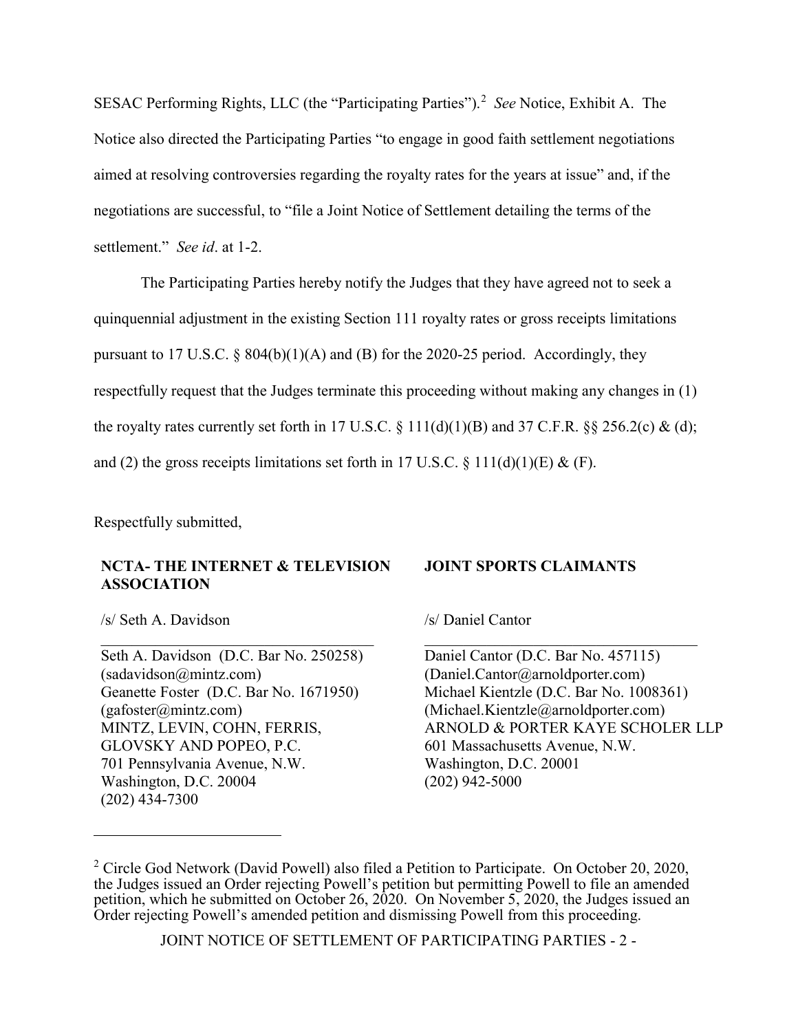SESAC Performing Rights, LLC (the "Participating Parties").[2] *See* Notice, Exhibit A. The Notice also directed the Participating Parties "to engage in good faith settlement negotiations aimed at resolving controversies regarding the royalty rates for the years at issue" and, if the negotiations are successful, to "file a Joint Notice of Settlement detailing the terms of the settlement." *See id*. at 1-2.

The Participating Parties hereby notify the Judges that they have agreed not to seek a quinquennial adjustment in the existing Section 111 royalty rates or gross receipts limitations pursuant to 17 U.S.C. § 804(b)(1)(A) and (B) for the 2020-25 period. Accordingly, they respectfully request that the Judges terminate this proceeding without making any changes in (1) the royalty rates currently set forth in 17 U.S.C. § 111(d)(1)(B) and 37 C.F.R. §§ 256.2(c) & (d); and (2) the gross receipts limitations set forth in 17 U.S.C. § 111(d)(1)(E) & (F).

Respectfully submitted,

**NCTA- THE INTERNET & TELEVISION ASSOCIATION**

/s/ Seth A. Davidson

Seth A. Davidson (D.C. Bar No. 250258)
(sadavidson@mintz.com)
Geanette Foster (D.C. Bar No. 1671950)
(gafoster@mintz.com)
MINTZ, LEVIN, COHN, FERRIS, GLOVSKY AND POPEO, P.C.
701 Pennsylvania Avenue, N.W.
Washington, D.C. 20004
(202) 434-7300

**JOINT SPORTS CLAIMANTS**

/s/ Daniel Cantor

Daniel Cantor (D.C. Bar No. 457115)
(Daniel.Cantor@arnoldporter.com)
Michael Kientzle (D.C. Bar No. 1008361)
(Michael.Kientzle@arnoldporter.com)
ARNOLD & PORTER KAYE SCHOLER LLP
601 Massachusetts Avenue, N.W.
Washington, D.C. 20001
(202) 942-5000

[2] Circle God Network (David Powell) also filed a Petition to Participate. On October 20, 2020, the Judges issued an Order rejecting Powell's petition but permitting Powell to file an amended petition, which he submitted on October 26, 2020. On November 5, 2020, the Judges issued an Order rejecting Powell's amended petition and dismissing Powell from this proceeding.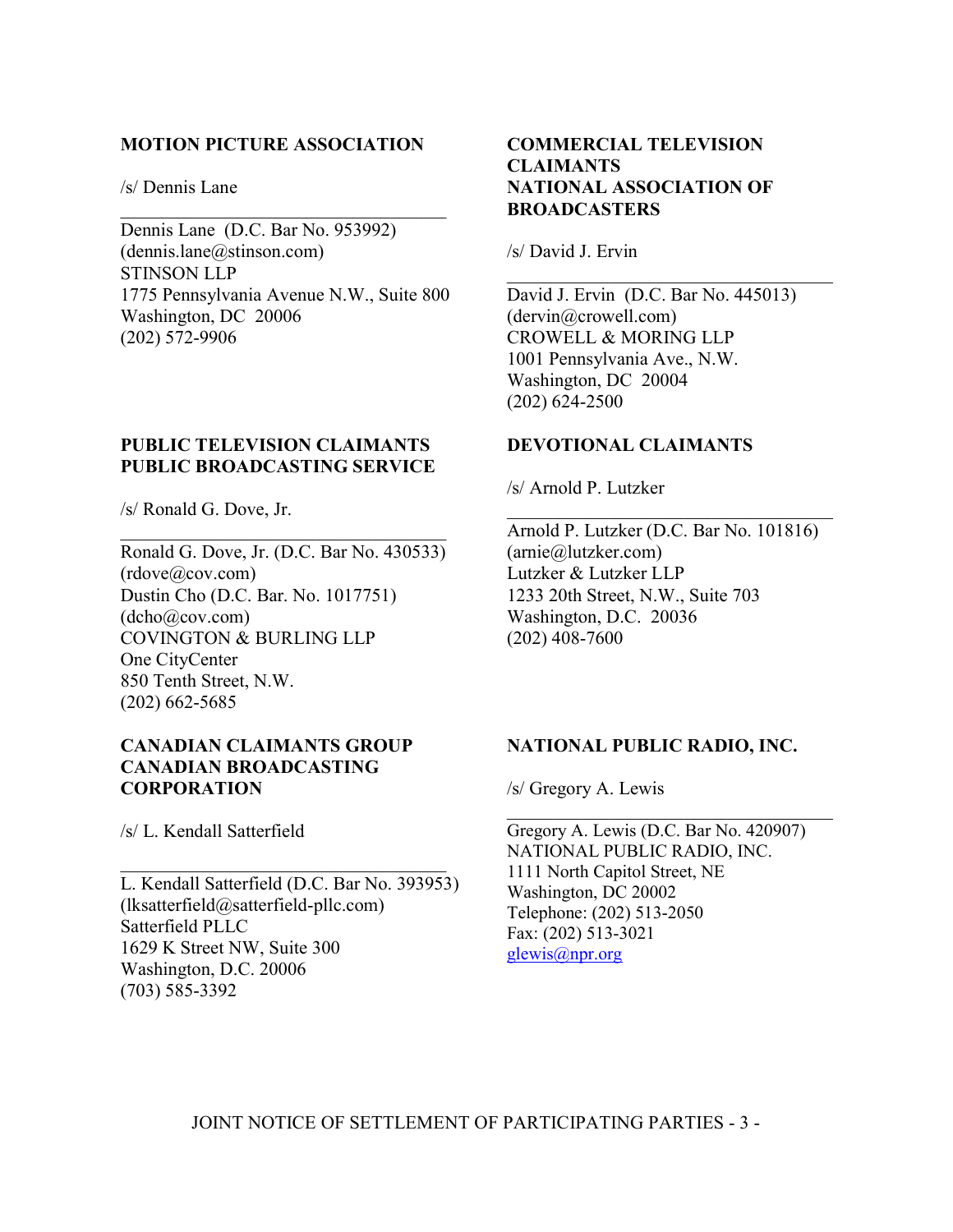**MOTION PICTURE ASSOCIATION**

/s/ Dennis Lane

\_\_\_\_\_\_\_\_\_\_\_\_\_\_\_\_\_\_\_\_\_\_\_\_\_\_\_\_\_\_\_\_\_\_

Dennis Lane (D.C. Bar No. 953992)
(dennis.lane@stinson.com)
STINSON LLP
1775 Pennsylvania Avenue N.W., Suite 800
Washington, DC 20006
(202) 572-9906

**COMMERCIAL TELEVISION CLAIMANTS**
**NATIONAL ASSOCIATION OF BROADCASTERS**

/s/ David J. Ervin

\_\_\_\_\_\_\_\_\_\_\_\_\_\_\_\_\_\_\_\_\_\_\_\_\_\_\_\_\_\_\_\_\_\_

David J. Ervin (D.C. Bar No. 445013)
(dervin@crowell.com)
CROWELL & MORING LLP
1001 Pennsylvania Ave., N.W.
Washington, DC 20004
(202) 624-2500

**PUBLIC TELEVISION CLAIMANTS**
**PUBLIC BROADCASTING SERVICE**

/s/ Ronald G. Dove, Jr.

\_\_\_\_\_\_\_\_\_\_\_\_\_\_\_\_\_\_\_\_\_\_\_\_\_\_\_\_\_\_\_\_\_\_

Ronald G. Dove, Jr. (D.C. Bar No. 430533)
(rdove@cov.com)
Dustin Cho (D.C. Bar. No. 1017751)
(dcho@cov.com)
COVINGTON & BURLING LLP
One CityCenter
850 Tenth Street, N.W.
(202) 662-5685

**DEVOTIONAL CLAIMANTS**

/s/ Arnold P. Lutzker

\_\_\_\_\_\_\_\_\_\_\_\_\_\_\_\_\_\_\_\_\_\_\_\_\_\_\_\_\_\_\_\_\_\_

Arnold P. Lutzker (D.C. Bar No. 101816)
(arnie@lutzker.com)
Lutzker & Lutzker LLP
1233 20th Street, N.W., Suite 703
Washington, D.C. 20036
(202) 408-7600

**CANADIAN CLAIMANTS GROUP**
**CANADIAN BROADCASTING CORPORATION**

/s/ L. Kendall Satterfield

\_\_\_\_\_\_\_\_\_\_\_\_\_\_\_\_\_\_\_\_\_\_\_\_\_\_\_\_\_\_\_\_\_\_

L. Kendall Satterfield (D.C. Bar No. 393953)
(lksatterfield@satterfield-pllc.com)
Satterfield PLLC
1629 K Street NW, Suite 300
Washington, D.C. 20006
(703) 585-3392

**NATIONAL PUBLIC RADIO, INC.**

/s/ Gregory A. Lewis

\_\_\_\_\_\_\_\_\_\_\_\_\_\_\_\_\_\_\_\_\_\_\_\_\_\_\_\_\_\_\_\_\_\_

Gregory A. Lewis (D.C. Bar No. 420907)
NATIONAL PUBLIC RADIO, INC.
1111 North Capitol Street, NE
Washington, DC 20002
Telephone: (202) 513-2050
Fax: (202) 513-3021
glewis@npr.org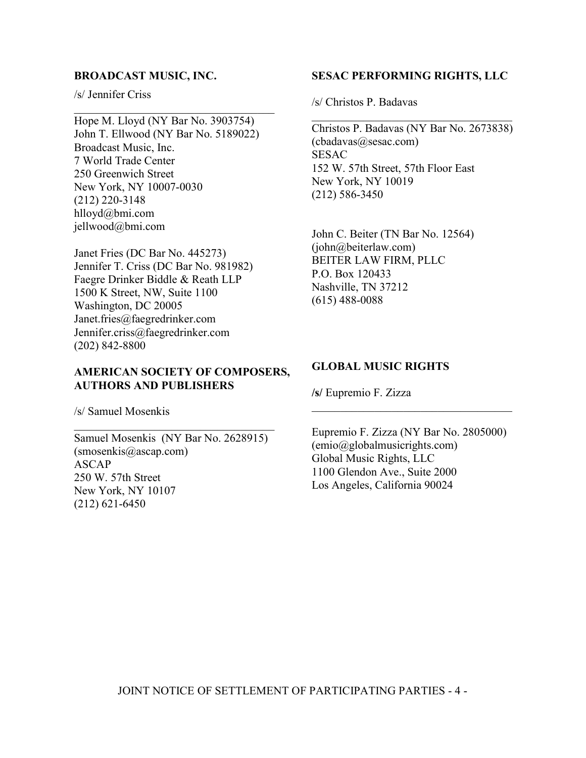**BROADCAST MUSIC, INC.**

/s/ Jennifer Criss

___________________________________

Hope M. Lloyd (NY Bar No. 3903754)
John T. Ellwood (NY Bar No. 5189022)
Broadcast Music, Inc.
7 World Trade Center
250 Greenwich Street
New York, NY 10007-0030
(212) 220-3148
hlloyd@bmi.com
jellwood@bmi.com

Janet Fries (DC Bar No. 445273)
Jennifer T. Criss (DC Bar No. 981982)
Faegre Drinker Biddle & Reath LLP
1500 K Street, NW, Suite 1100
Washington, DC 20005
Janet.fries@faegredrinker.com
Jennifer.criss@faegredrinker.com
(202) 842-8800

**AMERICAN SOCIETY OF COMPOSERS, AUTHORS AND PUBLISHERS**

/s/ Samuel Mosenkis

___________________________________

Samuel Mosenkis (NY Bar No. 2628915)
(smosenkis@ascap.com)
ASCAP
250 W. 57th Street
New York, NY 10107
(212) 621-6450

**SESAC PERFORMING RIGHTS, LLC**

/s/ Christos P. Badavas

___________________________________

Christos P. Badavas (NY Bar No. 2673838)
(cbadavas@sesac.com)
SESAC
152 W. 57th Street, 57th Floor East
New York, NY 10019
(212) 586-3450

John C. Beiter (TN Bar No. 12564)
(john@beiterlaw.com)
BEITER LAW FIRM, PLLC
P.O. Box 120433
Nashville, TN 37212
(615) 488-0088

**GLOBAL MUSIC RIGHTS**

**/s/** Eupremio F. Zizza

___________________________________

Eupremio F. Zizza (NY Bar No. 2805000)
(emio@globalmusicrights.com)
Global Music Rights, LLC
1100 Glendon Ave., Suite 2000
Los Angeles, California 90024